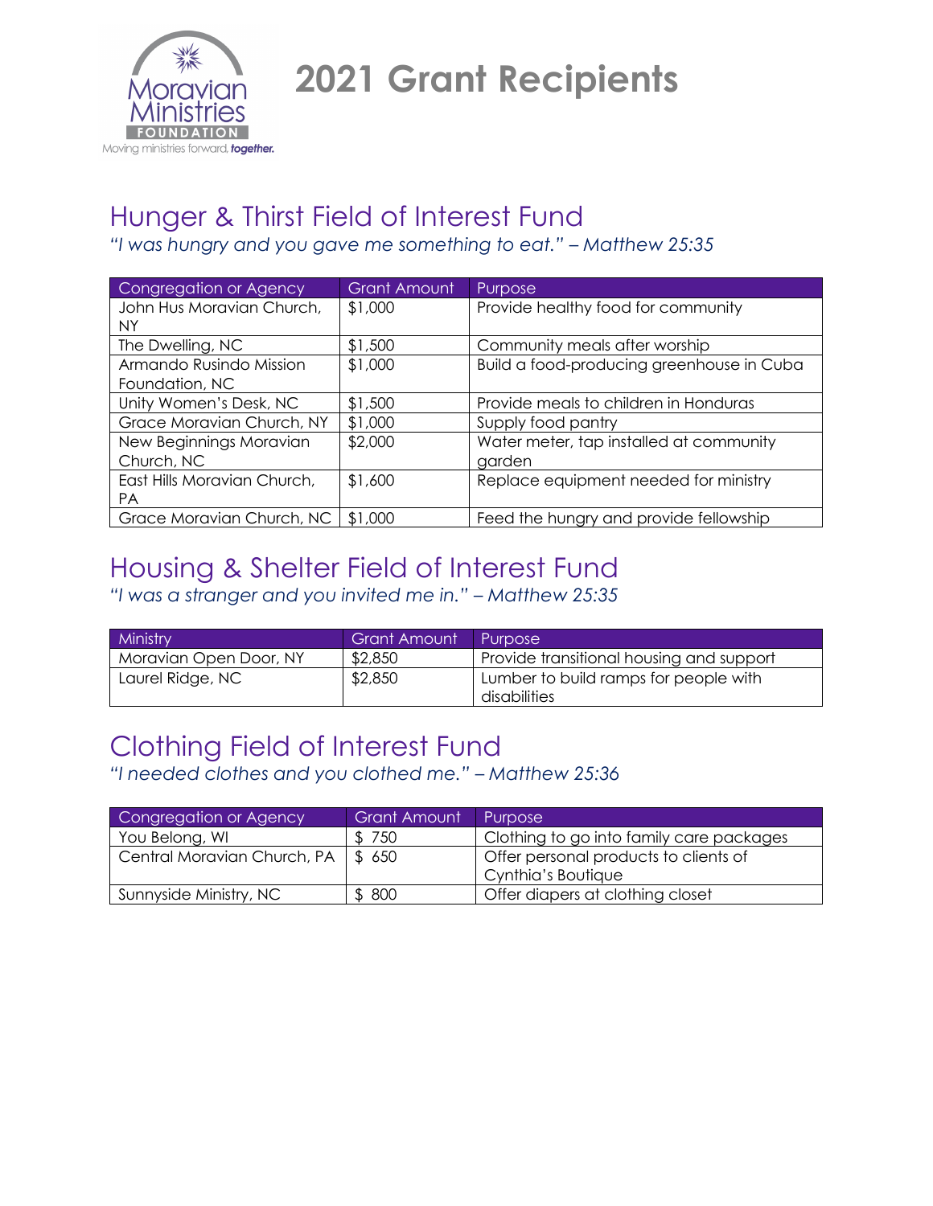Moravian Ministries FOUNDATION

Moving ministries forward, ***together.***

# 2021 Grant Recipients

## Hunger & Thirst Field of Interest Fund

*"I was hungry and you gave me something to eat." – Matthew 25:35*

| Congregation or Agency | Grant Amount | Purpose |
|---|---|---|
| John Hus Moravian Church, NY | $1,000 | Provide healthy food for community |
| The Dwelling, NC | $1,500 | Community meals after worship |
| Armando Rusindo Mission Foundation, NC | $1,000 | Build a food-producing greenhouse in Cuba |
| Unity Women's Desk, NC | $1,500 | Provide meals to children in Honduras |
| Grace Moravian Church, NY | $1,000 | Supply food pantry |
| New Beginnings Moravian Church, NC | $2,000 | Water meter, tap installed at community garden |
| East Hills Moravian Church, PA | $1,600 | Replace equipment needed for ministry |
| Grace Moravian Church, NC | $1,000 | Feed the hungry and provide fellowship |

## Housing & Shelter Field of Interest Fund

*"I was a stranger and you invited me in." – Matthew 25:35*

| Ministry | Grant Amount | Purpose |
|---|---|---|
| Moravian Open Door, NY | $2,850 | Provide transitional housing and support |
| Laurel Ridge, NC | $2,850 | Lumber to build ramps for people with disabilities |

## Clothing Field of Interest Fund

*"I needed clothes and you clothed me." – Matthew 25:36*

| Congregation or Agency | Grant Amount | Purpose |
|---|---|---|
| You Belong, WI | $ 750 | Clothing to go into family care packages |
| Central Moravian Church, PA | $ 650 | Offer personal products to clients of Cynthia's Boutique |
| Sunnyside Ministry, NC | $ 800 | Offer diapers at clothing closet |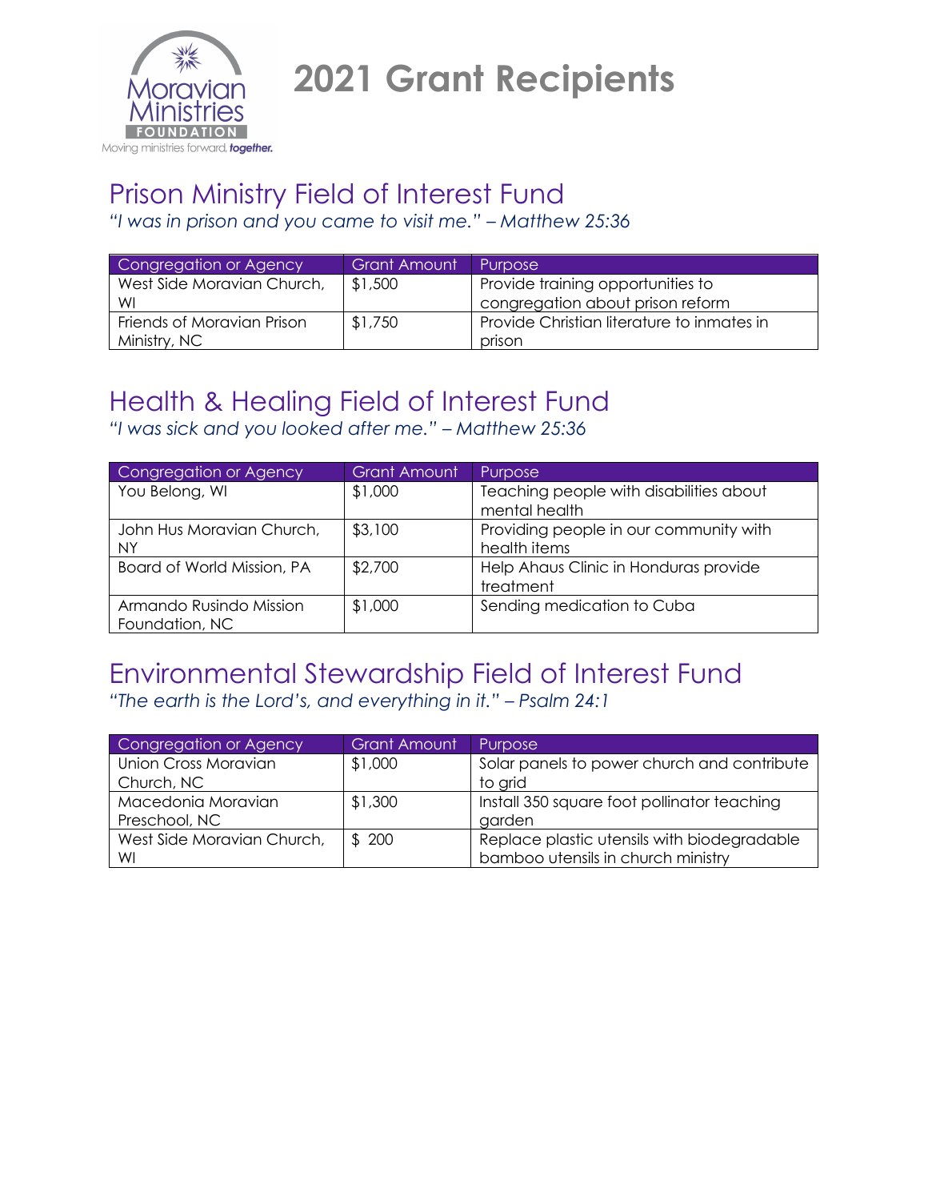Moravian Ministries FOUNDATION

Moving ministries forward, ***together.***

# 2021 Grant Recipients

## Prison Ministry Field of Interest Fund

*"I was in prison and you came to visit me." – Matthew 25:36*

| Congregation or Agency | Grant Amount | Purpose |
|---|---|---|
| West Side Moravian Church, WI | $1,500 | Provide training opportunities to congregation about prison reform |
| Friends of Moravian Prison Ministry, NC | $1,750 | Provide Christian literature to inmates in prison |

## Health & Healing Field of Interest Fund

*"I was sick and you looked after me." – Matthew 25:36*

| Congregation or Agency | Grant Amount | Purpose |
|---|---|---|
| You Belong, WI | $1,000 | Teaching people with disabilities about mental health |
| John Hus Moravian Church, NY | $3,100 | Providing people in our community with health items |
| Board of World Mission, PA | $2,700 | Help Ahaus Clinic in Honduras provide treatment |
| Armando Rusindo Mission Foundation, NC | $1,000 | Sending medication to Cuba |

## Environmental Stewardship Field of Interest Fund

*"The earth is the Lord's, and everything in it." – Psalm 24:1*

| Congregation or Agency | Grant Amount | Purpose |
|---|---|---|
| Union Cross Moravian Church, NC | $1,000 | Solar panels to power church and contribute to grid |
| Macedonia Moravian Preschool, NC | $1,300 | Install 350 square foot pollinator teaching garden |
| West Side Moravian Church, WI | $ 200 | Replace plastic utensils with biodegradable bamboo utensils in church ministry |